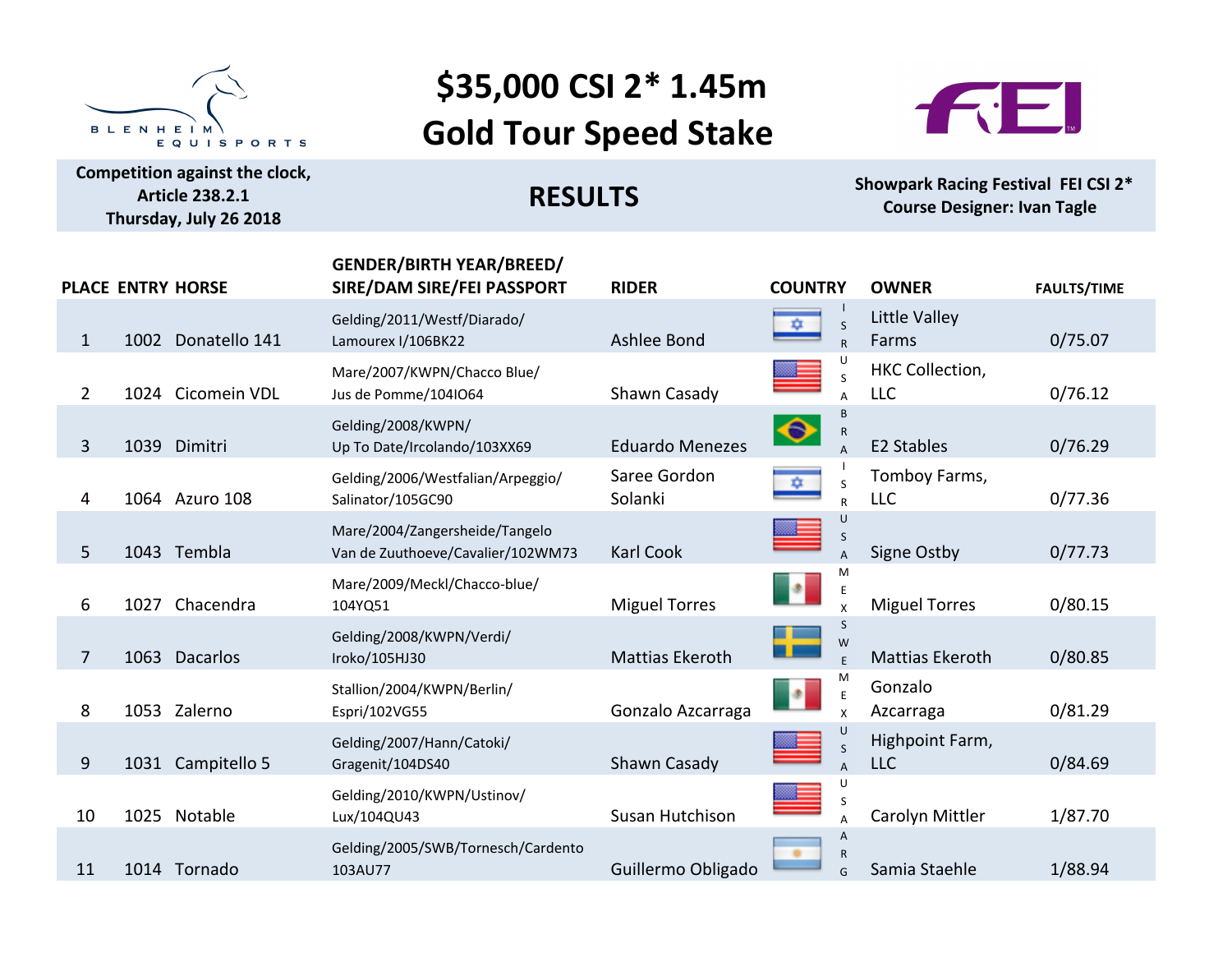BLENHEIM EQUISPORTS

# $35,000 CSI 2* 1.45m
# Gold Tour Speed Stake

FEI

**Competition against the clock,**
**Article 238.2.1**
**Thursday, July 26 2018**

## RESULTS

**Showpark Racing Festival FEI CSI 2***
**Course Designer: Ivan Tagle**

| PLACE | ENTRY | HORSE | GENDER/BIRTH YEAR/BREED/ SIRE/DAM SIRE/FEI PASSPORT | RIDER | COUNTRY | OWNER | FAULTS/TIME |
|---|---|---|---|---|---|---|---|
| 1 | 1002 | Donatello 141 | Gelding/2011/Westf/Diarado/ Lamourex I/106BK22 | Ashlee Bond | ISR | Little Valley Farms | 0/75.07 |
| 2 | 1024 | Cicomein VDL | Mare/2007/KWPN/Chacco Blue/ Jus de Pomme/104IO64 | Shawn Casady | USA | HKC Collection, LLC | 0/76.12 |
| 3 | 1039 | Dimitri | Gelding/2008/KWPN/ Up To Date/Ircolando/103XX69 | Eduardo Menezes | BRA | E2 Stables | 0/76.29 |
| 4 | 1064 | Azuro 108 | Gelding/2006/Westfalian/Arpeggio/ Salinator/105GC90 | Saree Gordon Solanki | ISR | Tomboy Farms, LLC | 0/77.36 |
| 5 | 1043 | Tembla | Mare/2004/Zangersheide/Tangelo Van de Zuuthoeve/Cavalier/102WM73 | Karl Cook | USA | Signe Ostby | 0/77.73 |
| 6 | 1027 | Chacendra | Mare/2009/Meckl/Chacco-blue/ 104YQ51 | Miguel Torres | MEX | Miguel Torres | 0/80.15 |
| 7 | 1063 | Dacarlos | Gelding/2008/KWPN/Verdi/ Iroko/105HJ30 | Mattias Ekeroth | SWE | Mattias Ekeroth | 0/80.85 |
| 8 | 1053 | Zalerno | Stallion/2004/KWPN/Berlin/ Espri/102VG55 | Gonzalo Azcarraga | MEX | Gonzalo Azcarraga | 0/81.29 |
| 9 | 1031 | Campitello 5 | Gelding/2007/Hann/Catoki/ Gragenit/104DS40 | Shawn Casady | USA | Highpoint Farm, LLC | 0/84.69 |
| 10 | 1025 | Notable | Gelding/2010/KWPN/Ustinov/ Lux/104QU43 | Susan Hutchison | USA | Carolyn Mittler | 1/87.70 |
| 11 | 1014 | Tornado | Gelding/2005/SWB/Tornesch/Cardento 103AU77 | Guillermo Obligado | ARG | Samia Staehle | 1/88.94 |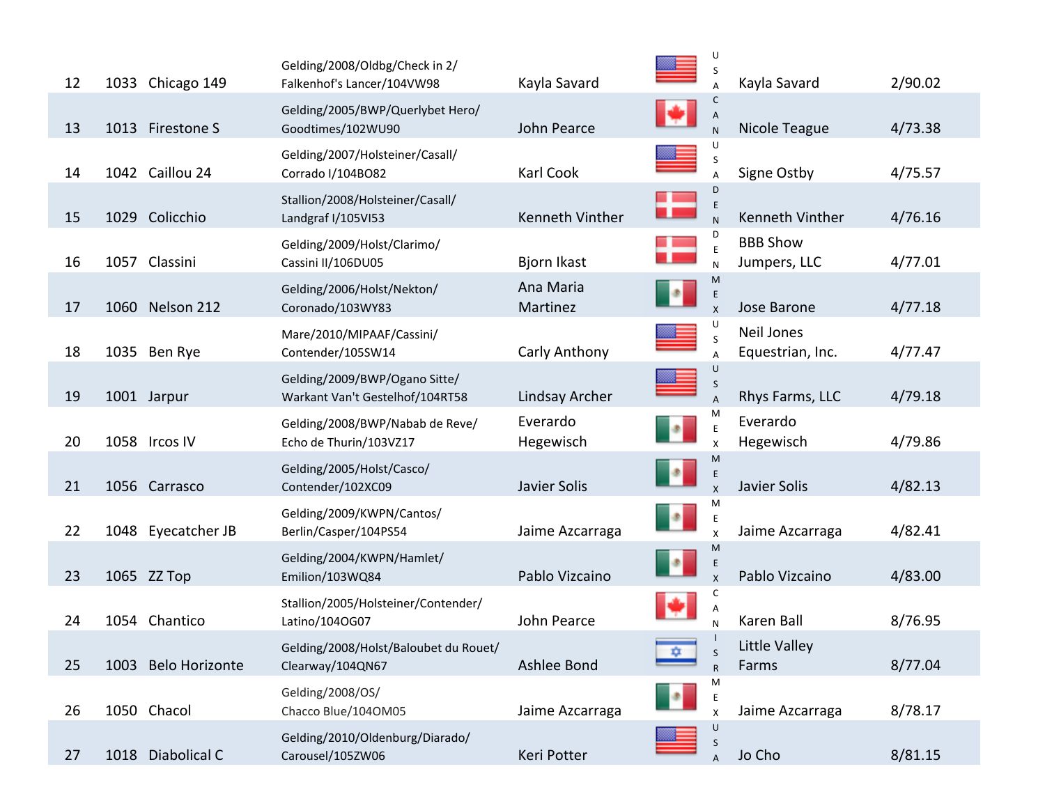| | | | | | | | |
|---|---|---|---|---|---|---|---|
| 12 | 1033 | Chicago 149 | Gelding/2008/Oldbg/Check in 2/ Falkenhof's Lancer/104VW98 | Kayla Savard | USA | Kayla Savard | 2/90.02 |
| 13 | 1013 | Firestone S | Gelding/2005/BWP/Querlybet Hero/ Goodtimes/102WU90 | John Pearce | CAN | Nicole Teague | 4/73.38 |
| 14 | 1042 | Caillou 24 | Gelding/2007/Holsteiner/Casall/ Corrado I/104BO82 | Karl Cook | USA | Signe Ostby | 4/75.57 |
| 15 | 1029 | Colicchio | Stallion/2008/Holsteiner/Casall/ Landgraf I/105VI53 | Kenneth Vinther | DEN | Kenneth Vinther | 4/76.16 |
| 16 | 1057 | Classini | Gelding/2009/Holst/Clarimo/ Cassini II/106DU05 | Bjorn Ikast | DEN | BBB Show Jumpers, LLC | 4/77.01 |
| 17 | 1060 | Nelson 212 | Gelding/2006/Holst/Nekton/ Coronado/103WY83 | Ana Maria Martinez | MEX | Jose Barone | 4/77.18 |
| 18 | 1035 | Ben Rye | Mare/2010/MIPAAF/Cassini/ Contender/105SW14 | Carly Anthony | USA | Neil Jones Equestrian, Inc. | 4/77.47 |
| 19 | 1001 | Jarpur | Gelding/2009/BWP/Ogano Sitte/ Warkant Van't Gestelhof/104RT58 | Lindsay Archer | USA | Rhys Farms, LLC | 4/79.18 |
| 20 | 1058 | Ircos IV | Gelding/2008/BWP/Nabab de Reve/ Echo de Thurin/103VZ17 | Everardo Hegewisch | MEX | Everardo Hegewisch | 4/79.86 |
| 21 | 1056 | Carrasco | Gelding/2005/Holst/Casco/ Contender/102XC09 | Javier Solis | MEX | Javier Solis | 4/82.13 |
| 22 | 1048 | Eyecatcher JB | Gelding/2009/KWPN/Cantos/ Berlin/Casper/104PS54 | Jaime Azcarraga | MEX | Jaime Azcarraga | 4/82.41 |
| 23 | 1065 | ZZ Top | Gelding/2004/KWPN/Hamlet/ Emilion/103WQ84 | Pablo Vizcaino | MEX | Pablo Vizcaino | 4/83.00 |
| 24 | 1054 | Chantico | Stallion/2005/Holsteiner/Contender/ Latino/104OG07 | John Pearce | CAN | Karen Ball | 8/76.95 |
| 25 | 1003 | Belo Horizonte | Gelding/2008/Holst/Baloubet du Rouet/ Clearway/104QN67 | Ashlee Bond | ISR | Little Valley Farms | 8/77.04 |
| 26 | 1050 | Chacol | Gelding/2008/OS/ Chacco Blue/104OM05 | Jaime Azcarraga | MEX | Jaime Azcarraga | 8/78.17 |
| 27 | 1018 | Diabolical C | Gelding/2010/Oldenburg/Diarado/ Carousel/105ZW06 | Keri Potter | USA | Jo Cho | 8/81.15 |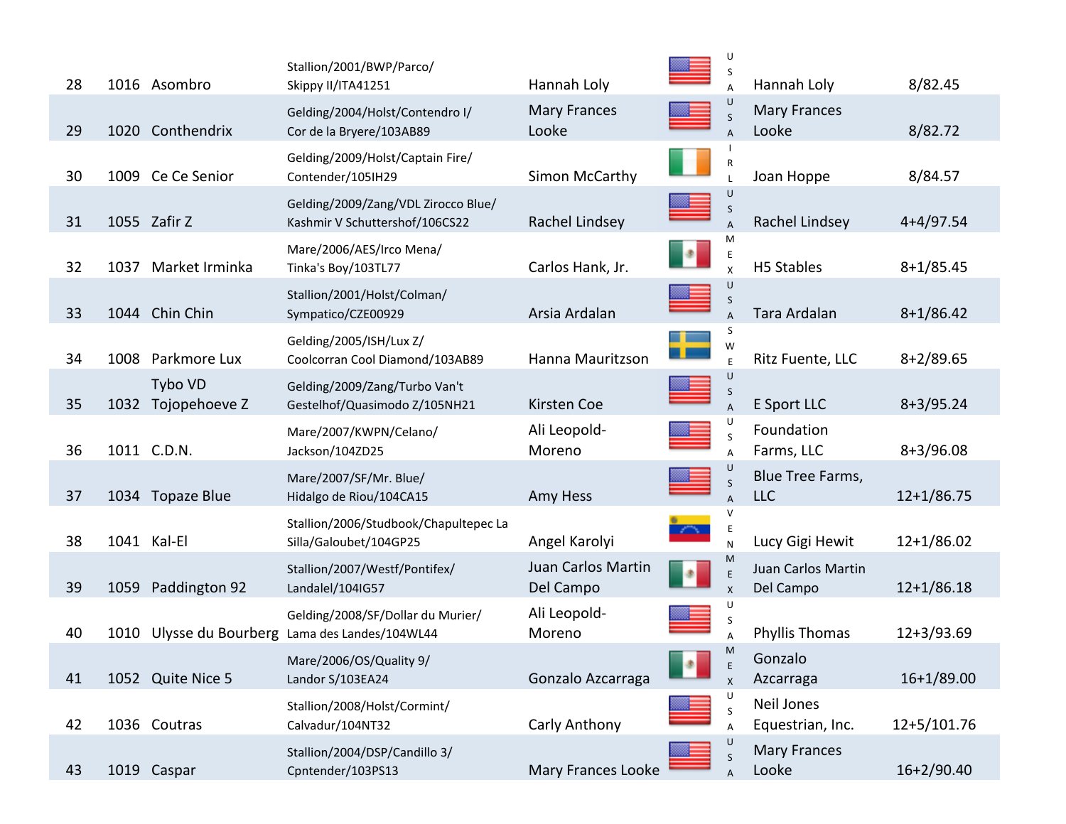| | | | | | | | | |
|---|---|---|---|---|---|---|---|---|
| 28 | 1016 | Asombro | Stallion/2001/BWP/Parco/ Skippy II/ITA41251 | Hannah Loly | | USA | Hannah Loly | 8/82.45 |
| 29 | 1020 | Conthendrix | Gelding/2004/Holst/Contendro I/ Cor de la Bryere/103AB89 | Mary Frances Looke | | USA | Mary Frances Looke | 8/82.72 |
| 30 | 1009 | Ce Ce Senior | Gelding/2009/Holst/Captain Fire/ Contender/105IH29 | Simon McCarthy | | IRL | Joan Hoppe | 8/84.57 |
| 31 | 1055 | Zafir Z | Gelding/2009/Zang/VDL Zirocco Blue/ Kashmir V Schuttershof/106CS22 | Rachel Lindsey | | USA | Rachel Lindsey | 4+4/97.54 |
| 32 | 1037 | Market Irminka | Mare/2006/AES/Irco Mena/ Tinka's Boy/103TL77 | Carlos Hank, Jr. | | MEX | H5 Stables | 8+1/85.45 |
| 33 | 1044 | Chin Chin | Stallion/2001/Holst/Colman/ Sympatico/CZE00929 | Arsia Ardalan | | USA | Tara Ardalan | 8+1/86.42 |
| 34 | 1008 | Parkmore Lux | Gelding/2005/ISH/Lux Z/ Coolcorran Cool Diamond/103AB89 | Hanna Mauritzson | | SWE | Ritz Fuente, LLC | 8+2/89.65 |
| 35 | 1032 | Tybo VD Tojopehoeve Z | Gelding/2009/Zang/Turbo Van't Gestelhof/Quasimodo Z/105NH21 | Kirsten Coe | | USA | E Sport LLC | 8+3/95.24 |
| 36 | 1011 | C.D.N. | Mare/2007/KWPN/Celano/ Jackson/104ZD25 | Ali Leopold-Moreno | | USA | Foundation Farms, LLC | 8+3/96.08 |
| 37 | 1034 | Topaze Blue | Mare/2007/SF/Mr. Blue/ Hidalgo de Riou/104CA15 | Amy Hess | | USA | Blue Tree Farms, LLC | 12+1/86.75 |
| 38 | 1041 | Kal-El | Stallion/2006/Studbook/Chapultepec La Silla/Galoubet/104GP25 | Angel Karolyi | | VEN | Lucy Gigi Hewit | 12+1/86.02 |
| 39 | 1059 | Paddington 92 | Stallion/2007/Westf/Pontifex/ Landalel/104IG57 | Juan Carlos Martin Del Campo | | MEX | Juan Carlos Martin Del Campo | 12+1/86.18 |
| 40 | 1010 | Ulysse du Bourberg | Gelding/2008/SF/Dollar du Murier/ Lama des Landes/104WL44 | Ali Leopold-Moreno | | USA | Phyllis Thomas | 12+3/93.69 |
| 41 | 1052 | Quite Nice 5 | Mare/2006/OS/Quality 9/ Landor S/103EA24 | Gonzalo Azcarraga | | MEX | Gonzalo Azcarraga | 16+1/89.00 |
| 42 | 1036 | Coutras | Stallion/2008/Holst/Cormint/ Calvadur/104NT32 | Carly Anthony | | USA | Neil Jones Equestrian, Inc. | 12+5/101.76 |
| 43 | 1019 | Caspar | Stallion/2004/DSP/Candillo 3/ Cpntender/103PS13 | Mary Frances Looke | | USA | Mary Frances Looke | 16+2/90.40 |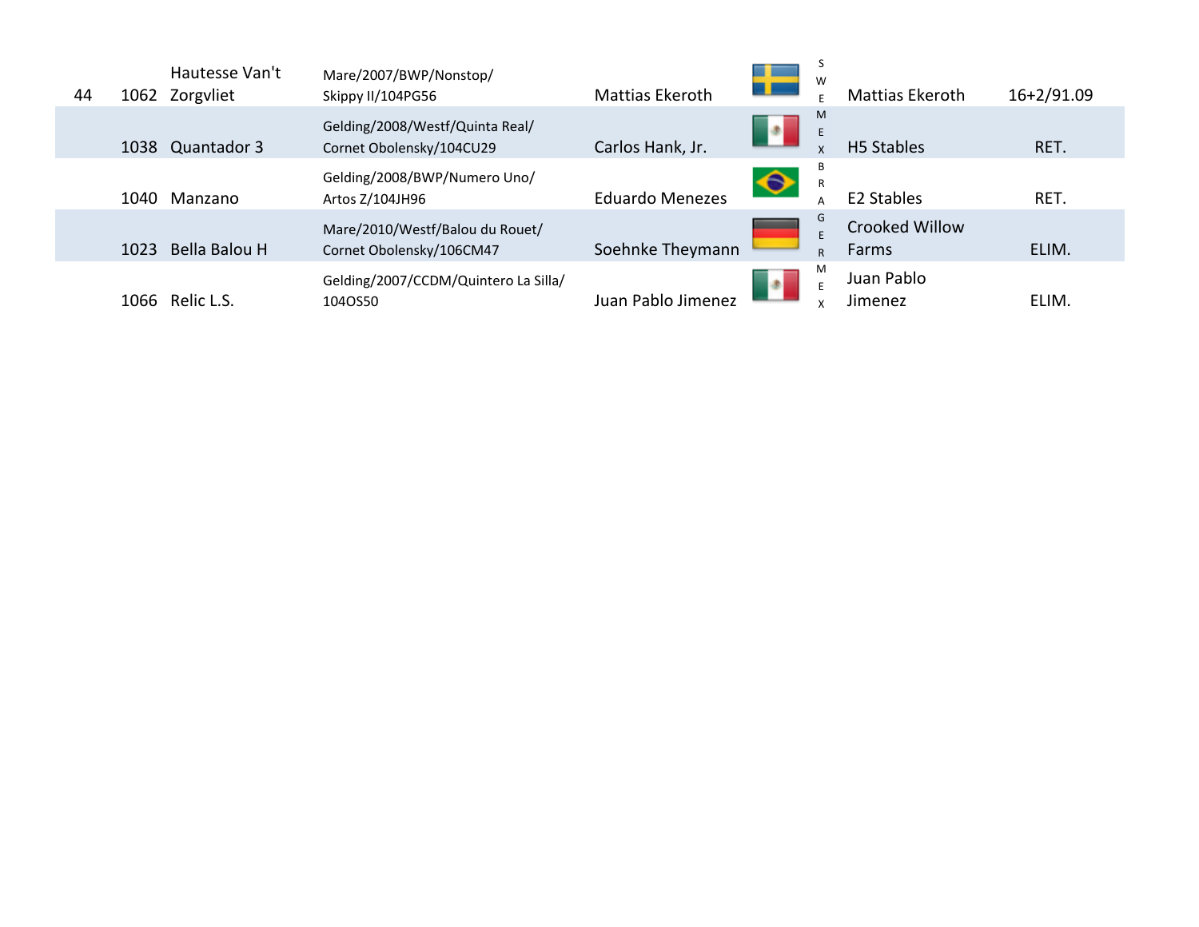| | | | | | | | | |
|---|---|---|---|---|---|---|---|---|
| 44 | 1062 | Hautesse Van't Zorgvliet | Mare/2007/BWP/Nonstop/ Skippy II/104PG56 | Mattias Ekeroth | | SWE | Mattias Ekeroth | 16+2/91.09 |
| | 1038 | Quantador 3 | Gelding/2008/Westf/Quinta Real/ Cornet Obolensky/104CU29 | Carlos Hank, Jr. | | MEX | H5 Stables | RET. |
| | 1040 | Manzano | Gelding/2008/BWP/Numero Uno/ Artos Z/104JH96 | Eduardo Menezes | | BRA | E2 Stables | RET. |
| | 1023 | Bella Balou H | Mare/2010/Westf/Balou du Rouet/ Cornet Obolensky/106CM47 | Soehnke Theymann | | GER | Crooked Willow Farms | ELIM. |
| | 1066 | Relic L.S. | Gelding/2007/CCDM/Quintero La Silla/ 104OS50 | Juan Pablo Jimenez | | MEX | Juan Pablo Jimenez | ELIM. |